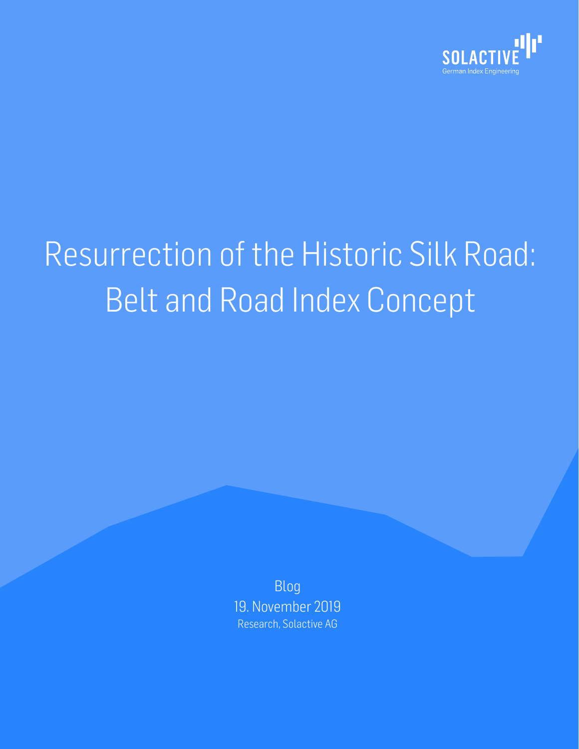SOLACTIVE

German Index Engineering

# Resurrection of the Historic Silk Road: Belt and Road Index Concept

Blog

19. November 2019

Research, Solactive AG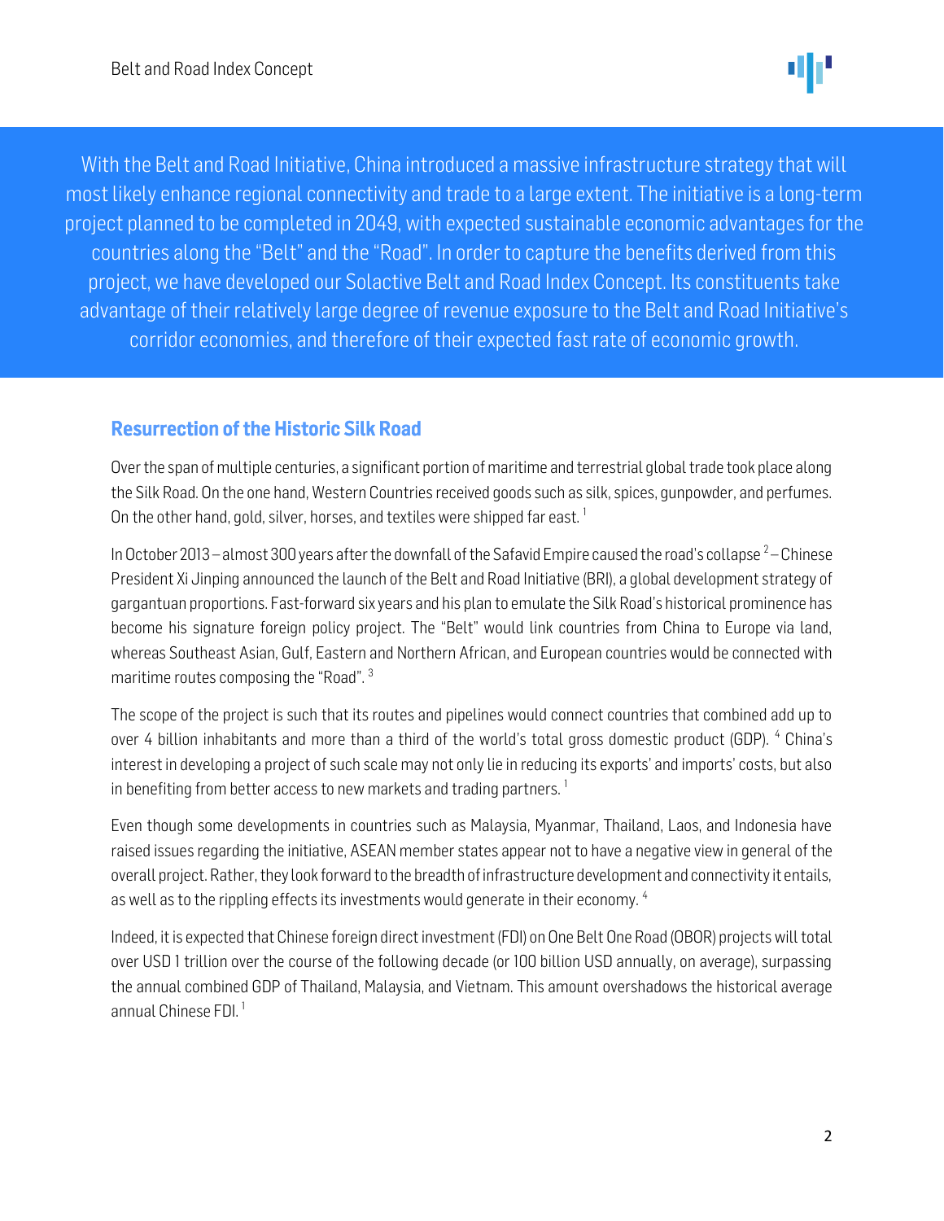With the Belt and Road Initiative, China introduced a massive infrastructure strategy that will most likely enhance regional connectivity and trade to a large extent. The initiative is a long-term project planned to be completed in 2049, with expected sustainable economic advantages for the countries along the "Belt" and the "Road". In order to capture the benefits derived from this project, we have developed our Solactive Belt and Road Index Concept. Its constituents take advantage of their relatively large degree of revenue exposure to the Belt and Road Initiative's corridor economies, and therefore of their expected fast rate of economic growth.

## Resurrection of the Historic Silk Road

Over the span of multiple centuries, a significant portion of maritime and terrestrial global trade took place along the Silk Road. On the one hand, Western Countries received goods such as silk, spices, gunpowder, and perfumes. On the other hand, gold, silver, horses, and textiles were shipped far east. [1]

In October 2013 – almost 300 years after the downfall of the Safavid Empire caused the road's collapse [2] – Chinese President Xi Jinping announced the launch of the Belt and Road Initiative (BRI), a global development strategy of gargantuan proportions. Fast-forward six years and his plan to emulate the Silk Road's historical prominence has become his signature foreign policy project. The "Belt" would link countries from China to Europe via land, whereas Southeast Asian, Gulf, Eastern and Northern African, and European countries would be connected with maritime routes composing the "Road". [3]

The scope of the project is such that its routes and pipelines would connect countries that combined add up to over 4 billion inhabitants and more than a third of the world's total gross domestic product (GDP). [4] China's interest in developing a project of such scale may not only lie in reducing its exports' and imports' costs, but also in benefiting from better access to new markets and trading partners. [1]

Even though some developments in countries such as Malaysia, Myanmar, Thailand, Laos, and Indonesia have raised issues regarding the initiative, ASEAN member states appear not to have a negative view in general of the overall project. Rather, they look forward to the breadth of infrastructure development and connectivity it entails, as well as to the rippling effects its investments would generate in their economy. [4]

Indeed, it is expected that Chinese foreign direct investment (FDI) on One Belt One Road (OBOR) projects will total over USD 1 trillion over the course of the following decade (or 100 billion USD annually, on average), surpassing the annual combined GDP of Thailand, Malaysia, and Vietnam. This amount overshadows the historical average annual Chinese FDI. [1]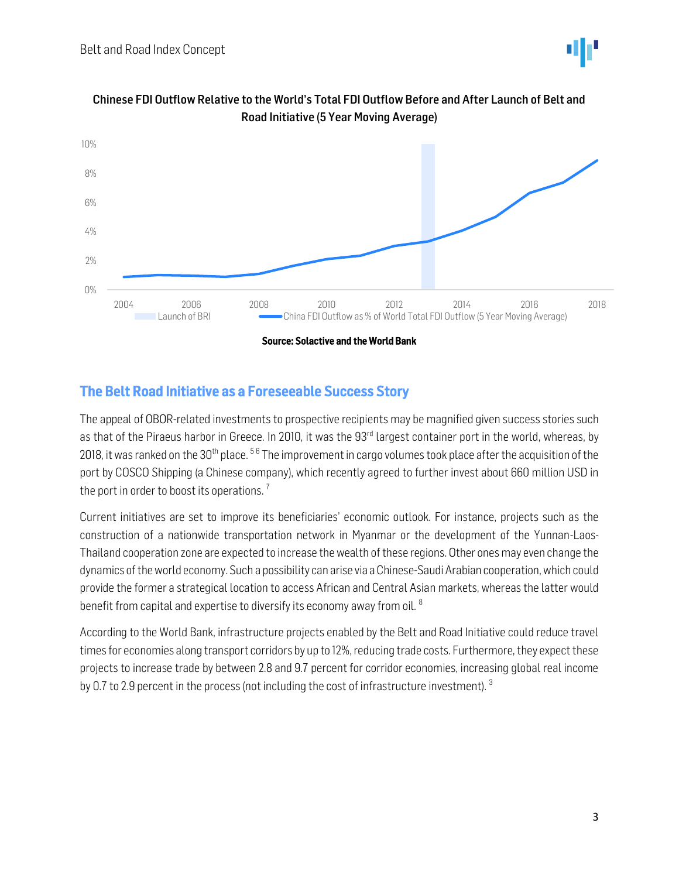**Chinese FDI Outflow Relative to the World's Total FDI Outflow Before and After Launch of Belt and Road Initiative (5 Year Moving Average)**

**Source: Solactive and the World Bank**

## The Belt Road Initiative as a Foreseeable Success Story

The appeal of OBOR-related investments to prospective recipients may be magnified given success stories such as that of the Piraeus harbor in Greece. In 2010, it was the 93rd largest container port in the world, whereas, by 2018, it was ranked on the 30th place. [5 6] The improvement in cargo volumes took place after the acquisition of the port by COSCO Shipping (a Chinese company), which recently agreed to further invest about 660 million USD in the port in order to boost its operations. [7]

Current initiatives are set to improve its beneficiaries' economic outlook. For instance, projects such as the construction of a nationwide transportation network in Myanmar or the development of the Yunnan-Laos-Thailand cooperation zone are expected to increase the wealth of these regions. Other ones may even change the dynamics of the world economy. Such a possibility can arise via a Chinese-Saudi Arabian cooperation, which could provide the former a strategical location to access African and Central Asian markets, whereas the latter would benefit from capital and expertise to diversify its economy away from oil. [8]

According to the World Bank, infrastructure projects enabled by the Belt and Road Initiative could reduce travel times for economies along transport corridors by up to 12%, reducing trade costs. Furthermore, they expect these projects to increase trade by between 2.8 and 9.7 percent for corridor economies, increasing global real income by 0.7 to 2.9 percent in the process (not including the cost of infrastructure investment). [3]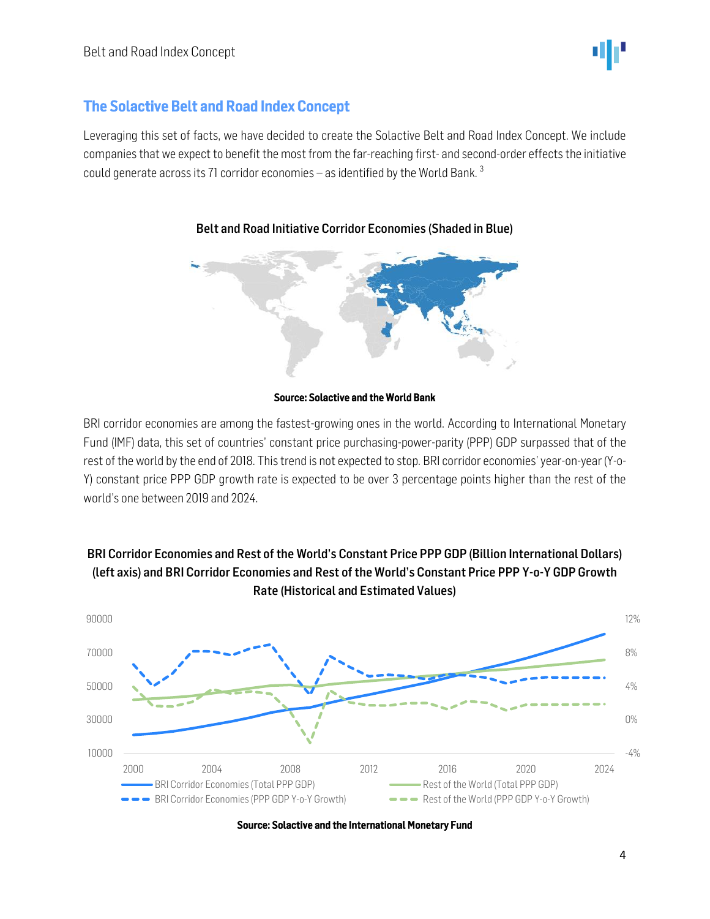## The Solactive Belt and Road Index Concept

Leveraging this set of facts, we have decided to create the Solactive Belt and Road Index Concept. We include companies that we expect to benefit the most from the far-reaching first- and second-order effects the initiative could generate across its 71 corridor economies – as identified by the World Bank. [3]

**Belt and Road Initiative Corridor Economies (Shaded in Blue)**

**Source: Solactive and the World Bank**

BRI corridor economies are among the fastest-growing ones in the world. According to International Monetary Fund (IMF) data, this set of countries' constant price purchasing-power-parity (PPP) GDP surpassed that of the rest of the world by the end of 2018. This trend is not expected to stop. BRI corridor economies' year-on-year (Y-o-Y) constant price PPP GDP growth rate is expected to be over 3 percentage points higher than the rest of the world's one between 2019 and 2024.

**BRI Corridor Economies and Rest of the World's Constant Price PPP GDP (Billion International Dollars) (left axis) and BRI Corridor Economies and Rest of the World's Constant Price PPP Y-o-Y GDP Growth Rate (Historical and Estimated Values)**

**Source: Solactive and the International Monetary Fund**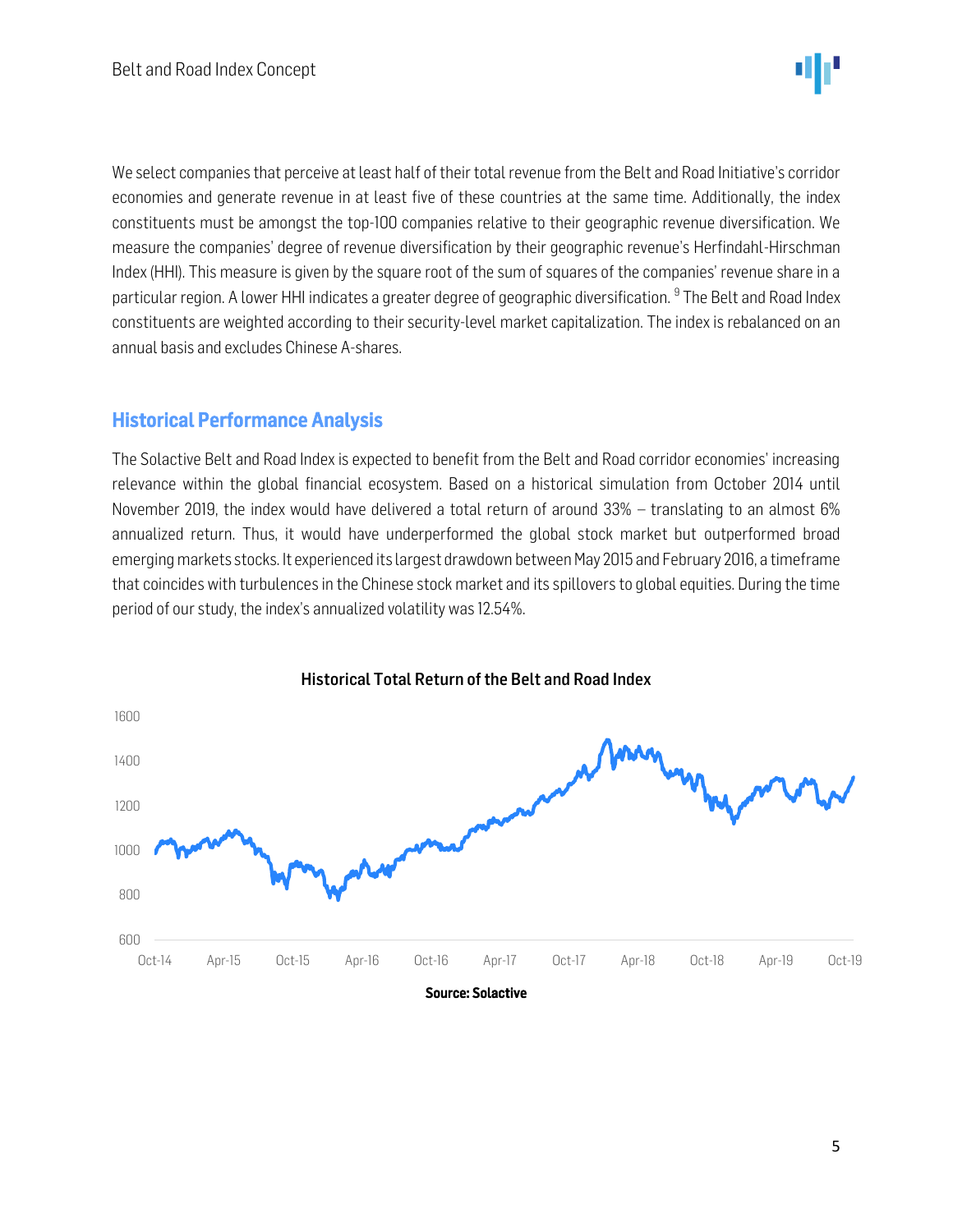We select companies that perceive at least half of their total revenue from the Belt and Road Initiative's corridor economies and generate revenue in at least five of these countries at the same time. Additionally, the index constituents must be amongst the top-100 companies relative to their geographic revenue diversification. We measure the companies' degree of revenue diversification by their geographic revenue's Herfindahl-Hirschman Index (HHI). This measure is given by the square root of the sum of squares of the companies' revenue share in a particular region. A lower HHI indicates a greater degree of geographic diversification. [9] The Belt and Road Index constituents are weighted according to their security-level market capitalization. The index is rebalanced on an annual basis and excludes Chinese A-shares.

## Historical Performance Analysis

The Solactive Belt and Road Index is expected to benefit from the Belt and Road corridor economies' increasing relevance within the global financial ecosystem. Based on a historical simulation from October 2014 until November 2019, the index would have delivered a total return of around 33% – translating to an almost 6% annualized return. Thus, it would have underperformed the global stock market but outperformed broad emerging markets stocks. It experienced its largest drawdown between May 2015 and February 2016, a timeframe that coincides with turbulences in the Chinese stock market and its spillovers to global equities. During the time period of our study, the index's annualized volatility was 12.54%.

**Historical Total Return of the Belt and Road Index**

**Source: Solactive**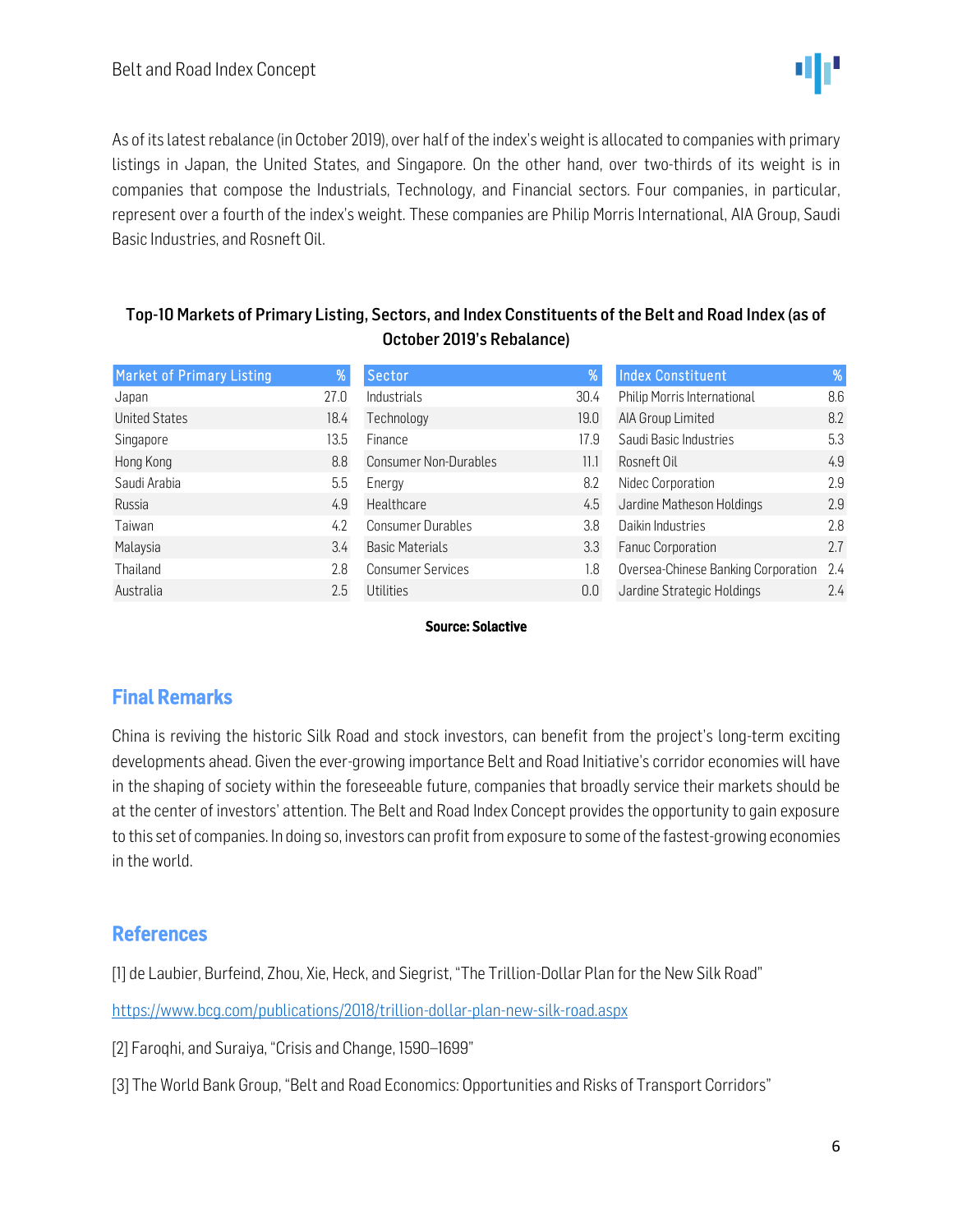As of its latest rebalance (in October 2019), over half of the index's weight is allocated to companies with primary listings in Japan, the United States, and Singapore. On the other hand, over two-thirds of its weight is in companies that compose the Industrials, Technology, and Financial sectors. Four companies, in particular, represent over a fourth of the index's weight. These companies are Philip Morris International, AIA Group, Saudi Basic Industries, and Rosneft Oil.

**Top-10 Markets of Primary Listing, Sectors, and Index Constituents of the Belt and Road Index (as of October 2019's Rebalance)**

| Market of Primary Listing | % | Sector | % | Index Constituent | % |
|---|---|---|---|---|---|
| Japan | 27.0 | Industrials | 30.4 | Philip Morris International | 8.6 |
| United States | 18.4 | Technology | 19.0 | AIA Group Limited | 8.2 |
| Singapore | 13.5 | Finance | 17.9 | Saudi Basic Industries | 5.3 |
| Hong Kong | 8.8 | Consumer Non-Durables | 11.1 | Rosneft Oil | 4.9 |
| Saudi Arabia | 5.5 | Energy | 8.2 | Nidec Corporation | 2.9 |
| Russia | 4.9 | Healthcare | 4.5 | Jardine Matheson Holdings | 2.9 |
| Taiwan | 4.2 | Consumer Durables | 3.8 | Daikin Industries | 2.8 |
| Malaysia | 3.4 | Basic Materials | 3.3 | Fanuc Corporation | 2.7 |
| Thailand | 2.8 | Consumer Services | 1.8 | Oversea-Chinese Banking Corporation | 2.4 |
| Australia | 2.5 | Utilities | 0.0 | Jardine Strategic Holdings | 2.4 |

**Source: Solactive**

## Final Remarks

China is reviving the historic Silk Road and stock investors, can benefit from the project's long-term exciting developments ahead. Given the ever-growing importance Belt and Road Initiative's corridor economies will have in the shaping of society within the foreseeable future, companies that broadly service their markets should be at the center of investors' attention. The Belt and Road Index Concept provides the opportunity to gain exposure to this set of companies. In doing so, investors can profit from exposure to some of the fastest-growing economies in the world.

## References

[1] de Laubier, Burfeind, Zhou, Xie, Heck, and Siegrist, "The Trillion-Dollar Plan for the New Silk Road"

https://www.bcg.com/publications/2018/trillion-dollar-plan-new-silk-road.aspx

[2] Faroqhi, and Suraiya, "Crisis and Change, 1590–1699"

[3] The World Bank Group, "Belt and Road Economics: Opportunities and Risks of Transport Corridors"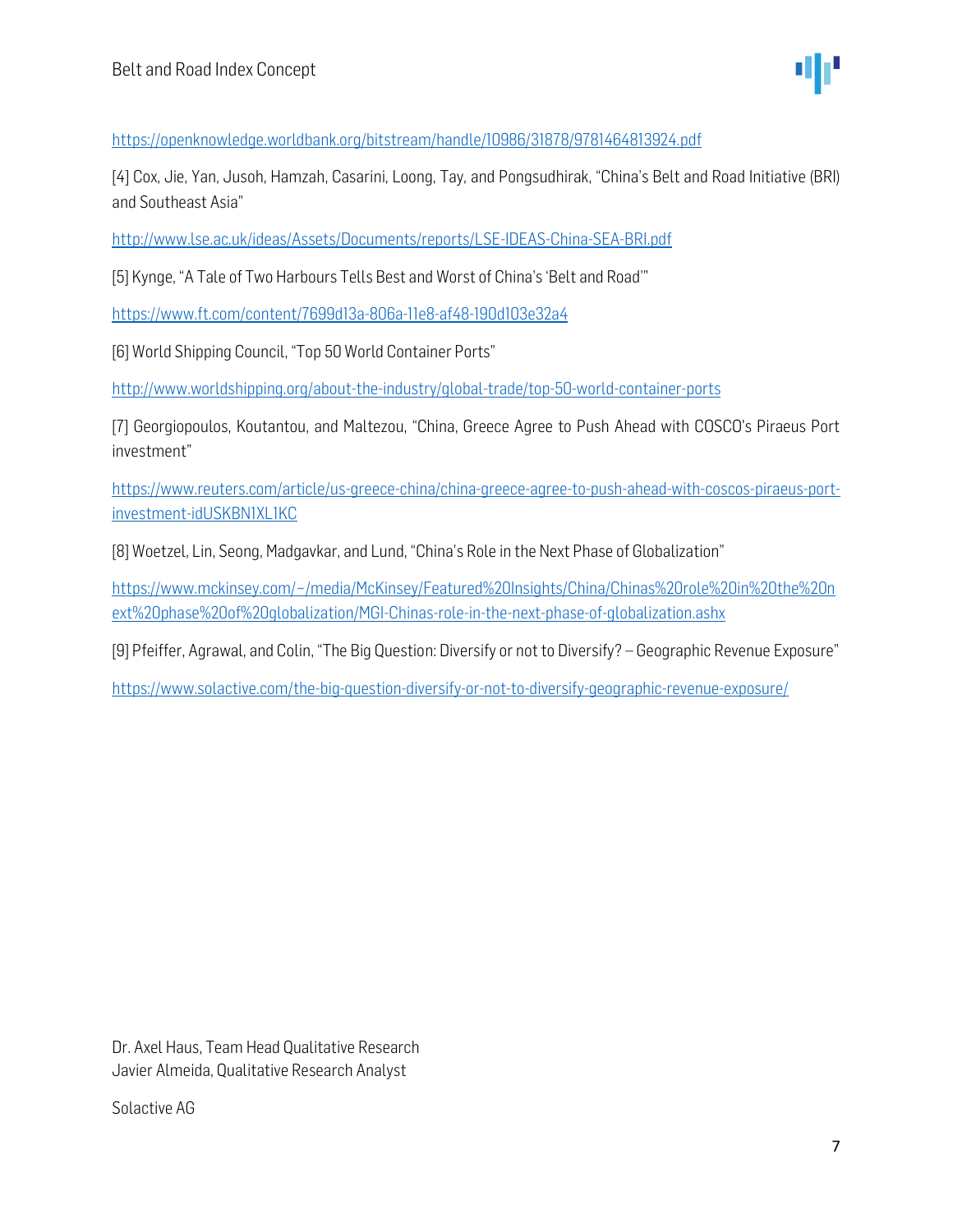https://openknowledge.worldbank.org/bitstream/handle/10986/31878/9781464813924.pdf

[4] Cox, Jie, Yan, Jusoh, Hamzah, Casarini, Loong, Tay, and Pongsudhirak, "China's Belt and Road Initiative (BRI) and Southeast Asia"

http://www.lse.ac.uk/ideas/Assets/Documents/reports/LSE-IDEAS-China-SEA-BRI.pdf

[5] Kynge, "A Tale of Two Harbours Tells Best and Worst of China's 'Belt and Road'"

https://www.ft.com/content/7699d13a-806a-11e8-af48-190d103e32a4

[6] World Shipping Council, "Top 50 World Container Ports"

http://www.worldshipping.org/about-the-industry/global-trade/top-50-world-container-ports

[7] Georgiopoulos, Koutantou, and Maltezou, "China, Greece Agree to Push Ahead with COSCO's Piraeus Port investment"

https://www.reuters.com/article/us-greece-china/china-greece-agree-to-push-ahead-with-coscos-piraeus-port-investment-idUSKBN1XL1KC

[8] Woetzel, Lin, Seong, Madgavkar, and Lund, "China's Role in the Next Phase of Globalization"

https://www.mckinsey.com/~/media/McKinsey/Featured%20Insights/China/Chinas%20role%20in%20the%20next%20phase%20of%20globalization/MGI-Chinas-role-in-the-next-phase-of-globalization.ashx

[9] Pfeiffer, Agrawal, and Colin, "The Big Question: Diversify or not to Diversify? – Geographic Revenue Exposure"

https://www.solactive.com/the-big-question-diversify-or-not-to-diversify-geographic-revenue-exposure/

Dr. Axel Haus, Team Head Qualitative Research
Javier Almeida, Qualitative Research Analyst

Solactive AG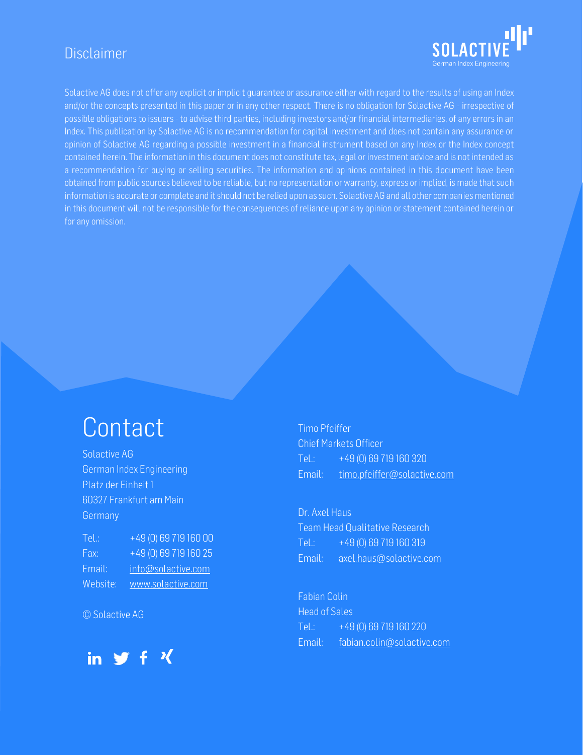## Disclaimer

Solactive AG does not offer any explicit or implicit guarantee or assurance either with regard to the results of using an Index and/or the concepts presented in this paper or in any other respect. There is no obligation for Solactive AG - irrespective of possible obligations to issuers - to advise third parties, including investors and/or financial intermediaries, of any errors in an Index. This publication by Solactive AG is no recommendation for capital investment and does not contain any assurance or opinion of Solactive AG regarding a possible investment in a financial instrument based on any Index or the Index concept contained herein. The information in this document does not constitute tax, legal or investment advice and is not intended as a recommendation for buying or selling securities. The information and opinions contained in this document have been obtained from public sources believed to be reliable, but no representation or warranty, express or implied, is made that such information is accurate or complete and it should not be relied upon as such. Solactive AG and all other companies mentioned in this document will not be responsible for the consequences of reliance upon any opinion or statement contained herein or for any omission.

# Contact

Solactive AG
German Index Engineering
Platz der Einheit 1
60327 Frankfurt am Main
Germany

Tel.: +49 (0) 69 719 160 00
Fax: +49 (0) 69 719 160 25
Email: info@solactive.com
Website: www.solactive.com

© Solactive AG

Timo Pfeiffer
Chief Markets Officer
Tel.: +49 (0) 69 719 160 320
Email: timo.pfeiffer@solactive.com

Dr. Axel Haus
Team Head Qualitative Research
Tel.: +49 (0) 69 719 160 319
Email: axel.haus@solactive.com

Fabian Colin
Head of Sales
Tel.: +49 (0) 69 719 160 220
Email: fabian.colin@solactive.com